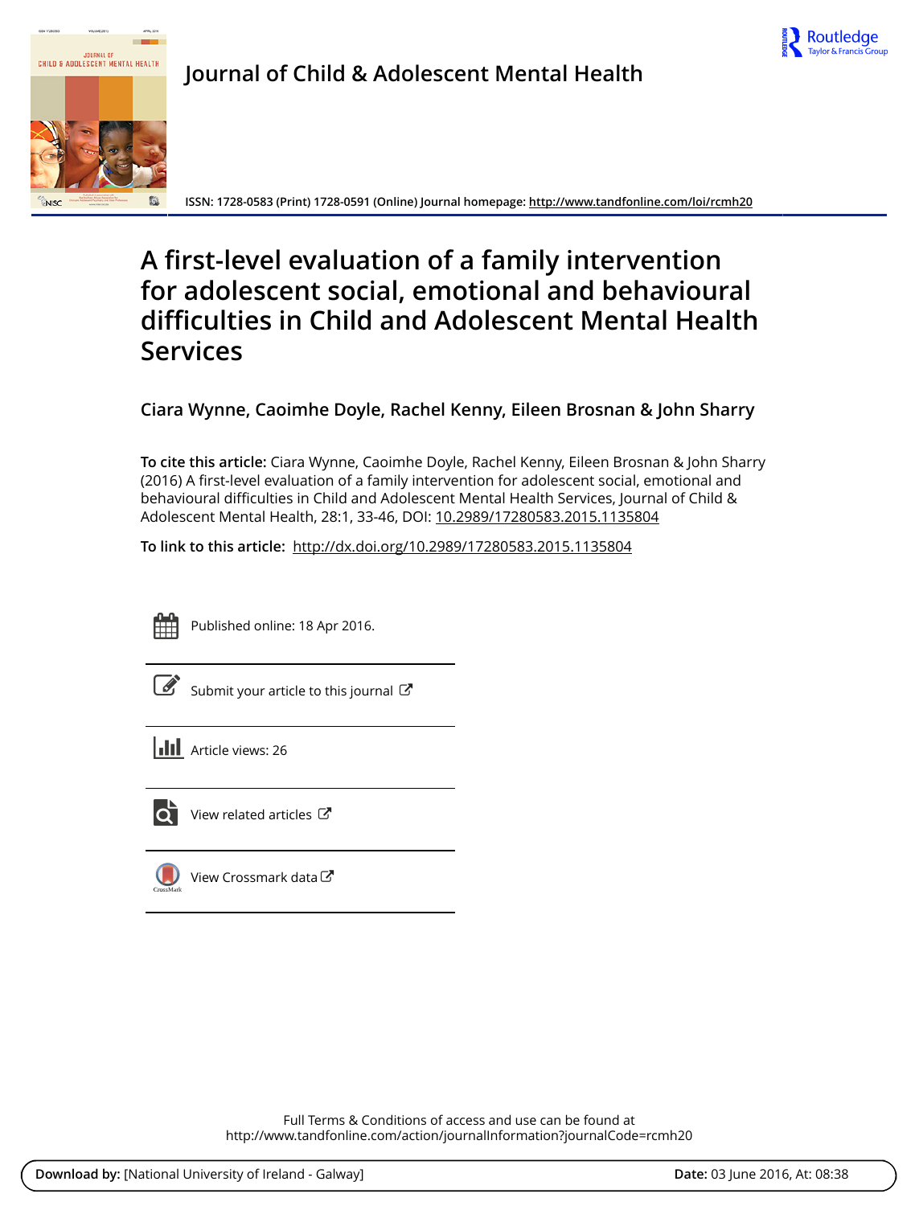# Journal of Child & Adolescent Mental Health

ISSN: 1728-0583 (Print) 1728-0591 (Online) Journal homepage: http://www.tandfonline.com/loi/rcmh20

# A first-level evaluation of a family intervention for adolescent social, emotional and behavioural difficulties in Child and Adolescent Mental Health Services

**Ciara Wynne, Caoimhe Doyle, Rachel Kenny, Eileen Brosnan & John Sharry**

**To cite this article:** Ciara Wynne, Caoimhe Doyle, Rachel Kenny, Eileen Brosnan & John Sharry (2016) A first-level evaluation of a family intervention for adolescent social, emotional and behavioural difficulties in Child and Adolescent Mental Health Services, Journal of Child & Adolescent Mental Health, 28:1, 33-46, DOI: 10.2989/17280583.2015.1135804

**To link to this article:** http://dx.doi.org/10.2989/17280583.2015.1135804

Published online: 18 Apr 2016.

Submit your article to this journal

Article views: 26

View related articles

View Crossmark data

Full Terms & Conditions of access and use can be found at
http://www.tandfonline.com/action/journalInformation?journalCode=rcmh20

**Download by:** [National University of Ireland - Galway] **Date:** 03 June 2016, At: 08:38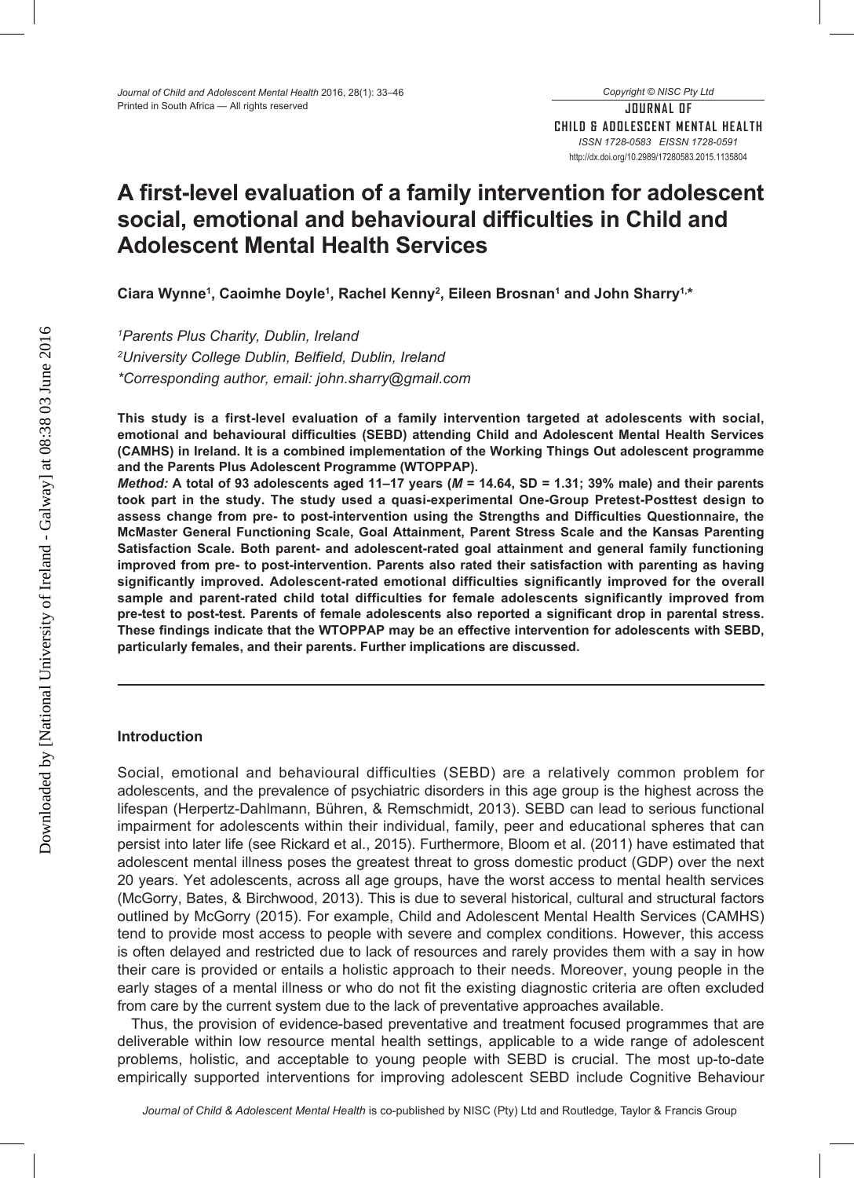# A first-level evaluation of a family intervention for adolescent social, emotional and behavioural difficulties in Child and Adolescent Mental Health Services

**Ciara Wynne[1], Caoimhe Doyle[1], Rachel Kenny[2], Eileen Brosnan[1] and John Sharry[1,*]**

*[1]Parents Plus Charity, Dublin, Ireland*
*[2]University College Dublin, Belfield, Dublin, Ireland*
*\*Corresponding author, email: john.sharry@gmail.com*

**This study is a first-level evaluation of a family intervention targeted at adolescents with social, emotional and behavioural difficulties (SEBD) attending Child and Adolescent Mental Health Services (CAMHS) in Ireland. It is a combined implementation of the Working Things Out adolescent programme and the Parents Plus Adolescent Programme (WTOPPAP).**

***Method:*** **A total of 93 adolescents aged 11–17 years (*M* = 14.64, SD = 1.31; 39% male) and their parents took part in the study. The study used a quasi-experimental One-Group Pretest-Posttest design to assess change from pre- to post-intervention using the Strengths and Difficulties Questionnaire, the McMaster General Functioning Scale, Goal Attainment, Parent Stress Scale and the Kansas Parenting Satisfaction Scale. Both parent- and adolescent-rated goal attainment and general family functioning improved from pre- to post-intervention. Parents also rated their satisfaction with parenting as having significantly improved. Adolescent-rated emotional difficulties significantly improved for the overall sample and parent-rated child total difficulties for female adolescents significantly improved from pre-test to post-test. Parents of female adolescents also reported a significant drop in parental stress. These findings indicate that the WTOPPAP may be an effective intervention for adolescents with SEBD, particularly females, and their parents. Further implications are discussed.**

## Introduction

Social, emotional and behavioural difficulties (SEBD) are a relatively common problem for adolescents, and the prevalence of psychiatric disorders in this age group is the highest across the lifespan (Herpertz-Dahlmann, Bühren, & Remschmidt, 2013). SEBD can lead to serious functional impairment for adolescents within their individual, family, peer and educational spheres that can persist into later life (see Rickard et al., 2015). Furthermore, Bloom et al. (2011) have estimated that adolescent mental illness poses the greatest threat to gross domestic product (GDP) over the next 20 years. Yet adolescents, across all age groups, have the worst access to mental health services (McGorry, Bates, & Birchwood, 2013). This is due to several historical, cultural and structural factors outlined by McGorry (2015). For example, Child and Adolescent Mental Health Services (CAMHS) tend to provide most access to people with severe and complex conditions. However, this access is often delayed and restricted due to lack of resources and rarely provides them with a say in how their care is provided or entails a holistic approach to their needs. Moreover, young people in the early stages of a mental illness or who do not fit the existing diagnostic criteria are often excluded from care by the current system due to the lack of preventative approaches available.

Thus, the provision of evidence-based preventative and treatment focused programmes that are deliverable within low resource mental health settings, applicable to a wide range of adolescent problems, holistic, and acceptable to young people with SEBD is crucial. The most up-to-date empirically supported interventions for improving adolescent SEBD include Cognitive Behaviour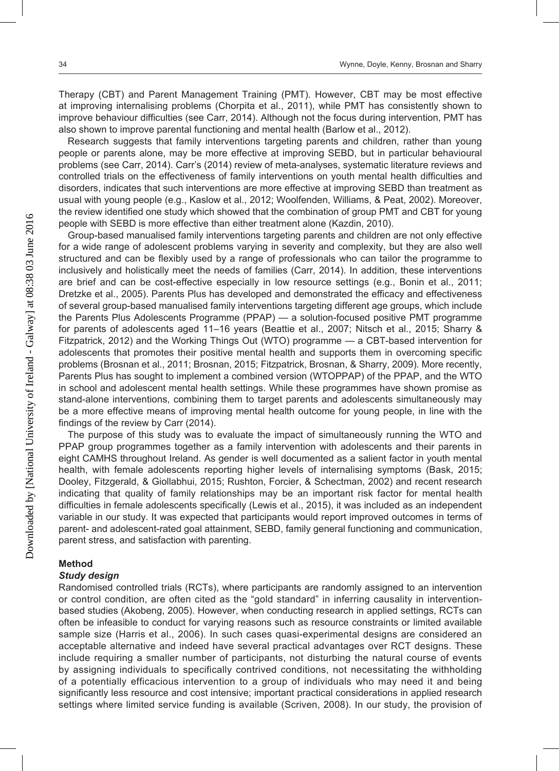Therapy (CBT) and Parent Management Training (PMT). However, CBT may be most effective at improving internalising problems (Chorpita et al., 2011), while PMT has consistently shown to improve behaviour difficulties (see Carr, 2014). Although not the focus during intervention, PMT has also shown to improve parental functioning and mental health (Barlow et al., 2012).

Research suggests that family interventions targeting parents and children, rather than young people or parents alone, may be more effective at improving SEBD, but in particular behavioural problems (see Carr, 2014). Carr's (2014) review of meta-analyses, systematic literature reviews and controlled trials on the effectiveness of family interventions on youth mental health difficulties and disorders, indicates that such interventions are more effective at improving SEBD than treatment as usual with young people (e.g., Kaslow et al., 2012; Woolfenden, Williams, & Peat, 2002). Moreover, the review identified one study which showed that the combination of group PMT and CBT for young people with SEBD is more effective than either treatment alone (Kazdin, 2010).

Group-based manualised family interventions targeting parents and children are not only effective for a wide range of adolescent problems varying in severity and complexity, but they are also well structured and can be flexibly used by a range of professionals who can tailor the programme to inclusively and holistically meet the needs of families (Carr, 2014). In addition, these interventions are brief and can be cost-effective especially in low resource settings (e.g., Bonin et al., 2011; Dretzke et al., 2005). Parents Plus has developed and demonstrated the efficacy and effectiveness of several group-based manualised family interventions targeting different age groups, which include the Parents Plus Adolescents Programme (PPAP) — a solution-focused positive PMT programme for parents of adolescents aged 11–16 years (Beattie et al., 2007; Nitsch et al., 2015; Sharry & Fitzpatrick, 2012) and the Working Things Out (WTO) programme — a CBT-based intervention for adolescents that promotes their positive mental health and supports them in overcoming specific problems (Brosnan et al., 2011; Brosnan, 2015; Fitzpatrick, Brosnan, & Sharry, 2009). More recently, Parents Plus has sought to implement a combined version (WTOPPAP) of the PPAP, and the WTO in school and adolescent mental health settings. While these programmes have shown promise as stand-alone interventions, combining them to target parents and adolescents simultaneously may be a more effective means of improving mental health outcome for young people, in line with the findings of the review by Carr (2014).

The purpose of this study was to evaluate the impact of simultaneously running the WTO and PPAP group programmes together as a family intervention with adolescents and their parents in eight CAMHS throughout Ireland. As gender is well documented as a salient factor in youth mental health, with female adolescents reporting higher levels of internalising symptoms (Bask, 2015; Dooley, Fitzgerald, & Giollabhui, 2015; Rushton, Forcier, & Schectman, 2002) and recent research indicating that quality of family relationships may be an important risk factor for mental health difficulties in female adolescents specifically (Lewis et al., 2015), it was included as an independent variable in our study. It was expected that participants would report improved outcomes in terms of parent- and adolescent-rated goal attainment, SEBD, family general functioning and communication, parent stress, and satisfaction with parenting.

## Method

### *Study design*

Randomised controlled trials (RCTs), where participants are randomly assigned to an intervention or control condition, are often cited as the "gold standard" in inferring causality in intervention-based studies (Akobeng, 2005). However, when conducting research in applied settings, RCTs can often be infeasible to conduct for varying reasons such as resource constraints or limited available sample size (Harris et al., 2006). In such cases quasi-experimental designs are considered an acceptable alternative and indeed have several practical advantages over RCT designs. These include requiring a smaller number of participants, not disturbing the natural course of events by assigning individuals to specifically contrived conditions, not necessitating the withholding of a potentially efficacious intervention to a group of individuals who may need it and being significantly less resource and cost intensive; important practical considerations in applied research settings where limited service funding is available (Scriven, 2008). In our study, the provision of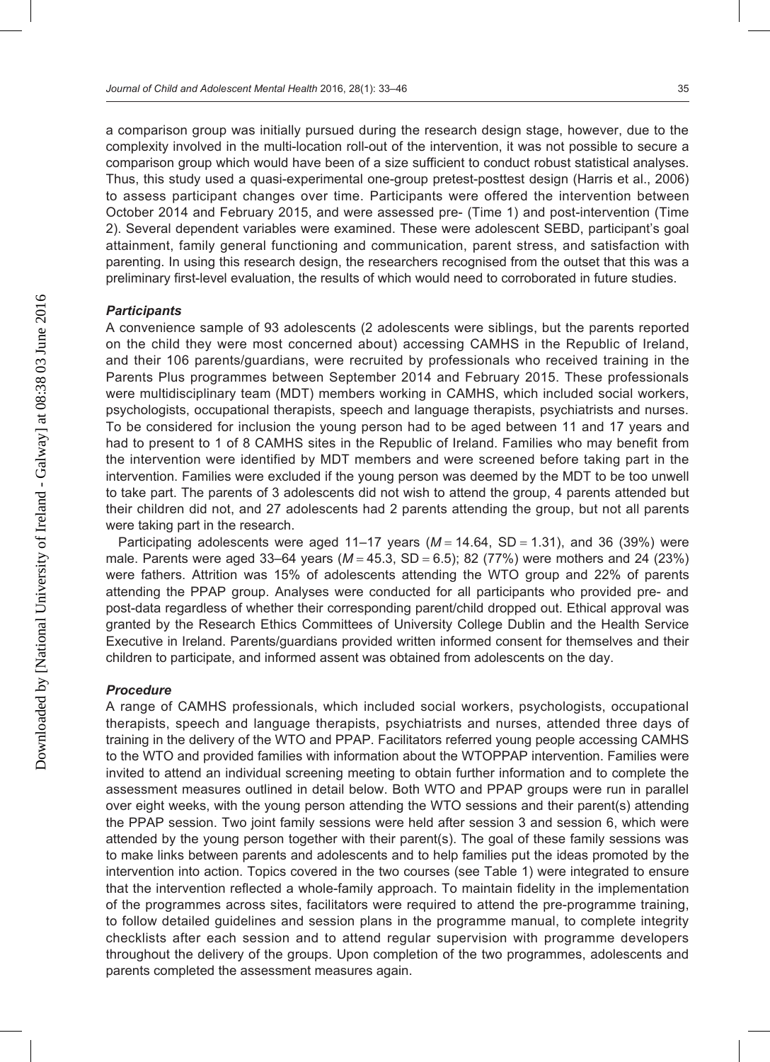a comparison group was initially pursued during the research design stage, however, due to the complexity involved in the multi-location roll-out of the intervention, it was not possible to secure a comparison group which would have been of a size sufficient to conduct robust statistical analyses. Thus, this study used a quasi-experimental one-group pretest-posttest design (Harris et al., 2006) to assess participant changes over time. Participants were offered the intervention between October 2014 and February 2015, and were assessed pre- (Time 1) and post-intervention (Time 2). Several dependent variables were examined. These were adolescent SEBD, participant's goal attainment, family general functioning and communication, parent stress, and satisfaction with parenting. In using this research design, the researchers recognised from the outset that this was a preliminary first-level evaluation, the results of which would need to corroborated in future studies.

### *Participants*

A convenience sample of 93 adolescents (2 adolescents were siblings, but the parents reported on the child they were most concerned about) accessing CAMHS in the Republic of Ireland, and their 106 parents/guardians, were recruited by professionals who received training in the Parents Plus programmes between September 2014 and February 2015. These professionals were multidisciplinary team (MDT) members working in CAMHS, which included social workers, psychologists, occupational therapists, speech and language therapists, psychiatrists and nurses. To be considered for inclusion the young person had to be aged between 11 and 17 years and had to present to 1 of 8 CAMHS sites in the Republic of Ireland. Families who may benefit from the intervention were identified by MDT members and were screened before taking part in the intervention. Families were excluded if the young person was deemed by the MDT to be too unwell to take part. The parents of 3 adolescents did not wish to attend the group, 4 parents attended but their children did not, and 27 adolescents had 2 parents attending the group, but not all parents were taking part in the research.

Participating adolescents were aged 11–17 years ($M = 14.64$, $SD = 1.31$), and 36 (39%) were male. Parents were aged 33–64 years ($M = 45.3$, $SD = 6.5$); 82 (77%) were mothers and 24 (23%) were fathers. Attrition was 15% of adolescents attending the WTO group and 22% of parents attending the PPAP group. Analyses were conducted for all participants who provided pre- and post-data regardless of whether their corresponding parent/child dropped out. Ethical approval was granted by the Research Ethics Committees of University College Dublin and the Health Service Executive in Ireland. Parents/guardians provided written informed consent for themselves and their children to participate, and informed assent was obtained from adolescents on the day.

### *Procedure*

A range of CAMHS professionals, which included social workers, psychologists, occupational therapists, speech and language therapists, psychiatrists and nurses, attended three days of training in the delivery of the WTO and PPAP. Facilitators referred young people accessing CAMHS to the WTO and provided families with information about the WTOPPAP intervention. Families were invited to attend an individual screening meeting to obtain further information and to complete the assessment measures outlined in detail below. Both WTO and PPAP groups were run in parallel over eight weeks, with the young person attending the WTO sessions and their parent(s) attending the PPAP session. Two joint family sessions were held after session 3 and session 6, which were attended by the young person together with their parent(s). The goal of these family sessions was to make links between parents and adolescents and to help families put the ideas promoted by the intervention into action. Topics covered in the two courses (see Table 1) were integrated to ensure that the intervention reflected a whole-family approach. To maintain fidelity in the implementation of the programmes across sites, facilitators were required to attend the pre-programme training, to follow detailed guidelines and session plans in the programme manual, to complete integrity checklists after each session and to attend regular supervision with programme developers throughout the delivery of the groups. Upon completion of the two programmes, adolescents and parents completed the assessment measures again.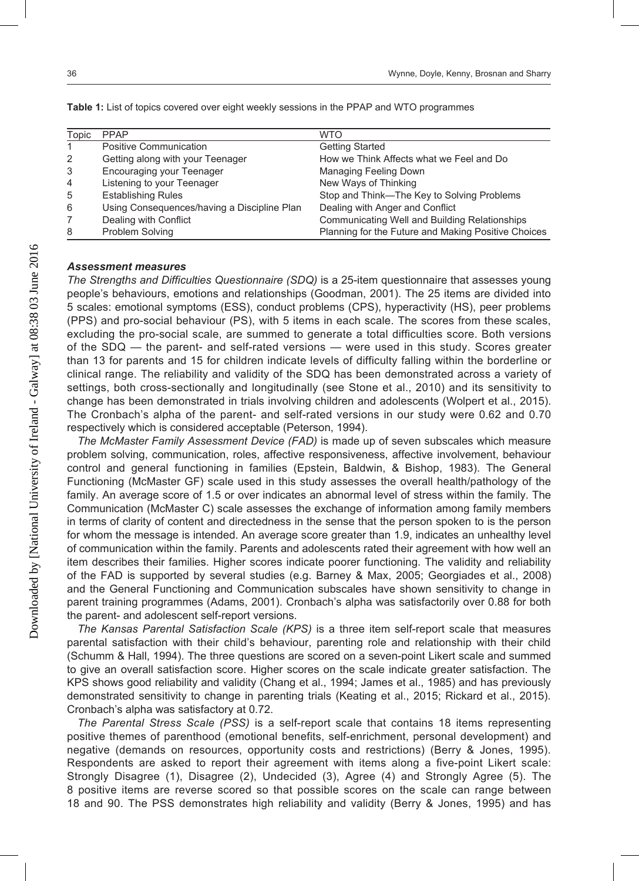**Table 1:** List of topics covered over eight weekly sessions in the PPAP and WTO programmes

| Topic | PPAP | WTO |
|---|---|---|
| 1 | Positive Communication | Getting Started |
| 2 | Getting along with your Teenager | How we Think Affects what we Feel and Do |
| 3 | Encouraging your Teenager | Managing Feeling Down |
| 4 | Listening to your Teenager | New Ways of Thinking |
| 5 | Establishing Rules | Stop and Think—The Key to Solving Problems |
| 6 | Using Consequences/having a Discipline Plan | Dealing with Anger and Conflict |
| 7 | Dealing with Conflict | Communicating Well and Building Relationships |
| 8 | Problem Solving | Planning for the Future and Making Positive Choices |

### *Assessment measures*

*The Strengths and Difficulties Questionnaire (SDQ)* is a 25-item questionnaire that assesses young people's behaviours, emotions and relationships (Goodman, 2001). The 25 items are divided into 5 scales: emotional symptoms (ESS), conduct problems (CPS), hyperactivity (HS), peer problems (PPS) and pro-social behaviour (PS), with 5 items in each scale. The scores from these scales, excluding the pro-social scale, are summed to generate a total difficulties score. Both versions of the SDQ — the parent- and self-rated versions — were used in this study. Scores greater than 13 for parents and 15 for children indicate levels of difficulty falling within the borderline or clinical range. The reliability and validity of the SDQ has been demonstrated across a variety of settings, both cross-sectionally and longitudinally (see Stone et al., 2010) and its sensitivity to change has been demonstrated in trials involving children and adolescents (Wolpert et al., 2015). The Cronbach's alpha of the parent- and self-rated versions in our study were 0.62 and 0.70 respectively which is considered acceptable (Peterson, 1994).

*The McMaster Family Assessment Device (FAD)* is made up of seven subscales which measure problem solving, communication, roles, affective responsiveness, affective involvement, behaviour control and general functioning in families (Epstein, Baldwin, & Bishop, 1983). The General Functioning (McMaster GF) scale used in this study assesses the overall health/pathology of the family. An average score of 1.5 or over indicates an abnormal level of stress within the family. The Communication (McMaster C) scale assesses the exchange of information among family members in terms of clarity of content and directedness in the sense that the person spoken to is the person for whom the message is intended. An average score greater than 1.9, indicates an unhealthy level of communication within the family. Parents and adolescents rated their agreement with how well an item describes their families. Higher scores indicate poorer functioning. The validity and reliability of the FAD is supported by several studies (e.g. Barney & Max, 2005; Georgiades et al., 2008) and the General Functioning and Communication subscales have shown sensitivity to change in parent training programmes (Adams, 2001). Cronbach's alpha was satisfactorily over 0.88 for both the parent- and adolescent self-report versions.

*The Kansas Parental Satisfaction Scale (KPS)* is a three item self-report scale that measures parental satisfaction with their child's behaviour, parenting role and relationship with their child (Schumm & Hall, 1994). The three questions are scored on a seven-point Likert scale and summed to give an overall satisfaction score. Higher scores on the scale indicate greater satisfaction. The KPS shows good reliability and validity (Chang et al., 1994; James et al., 1985) and has previously demonstrated sensitivity to change in parenting trials (Keating et al., 2015; Rickard et al., 2015). Cronbach's alpha was satisfactory at 0.72.

*The Parental Stress Scale (PSS)* is a self-report scale that contains 18 items representing positive themes of parenthood (emotional benefits, self-enrichment, personal development) and negative (demands on resources, opportunity costs and restrictions) (Berry & Jones, 1995). Respondents are asked to report their agreement with items along a five-point Likert scale: Strongly Disagree (1), Disagree (2), Undecided (3), Agree (4) and Strongly Agree (5). The 8 positive items are reverse scored so that possible scores on the scale can range between 18 and 90. The PSS demonstrates high reliability and validity (Berry & Jones, 1995) and has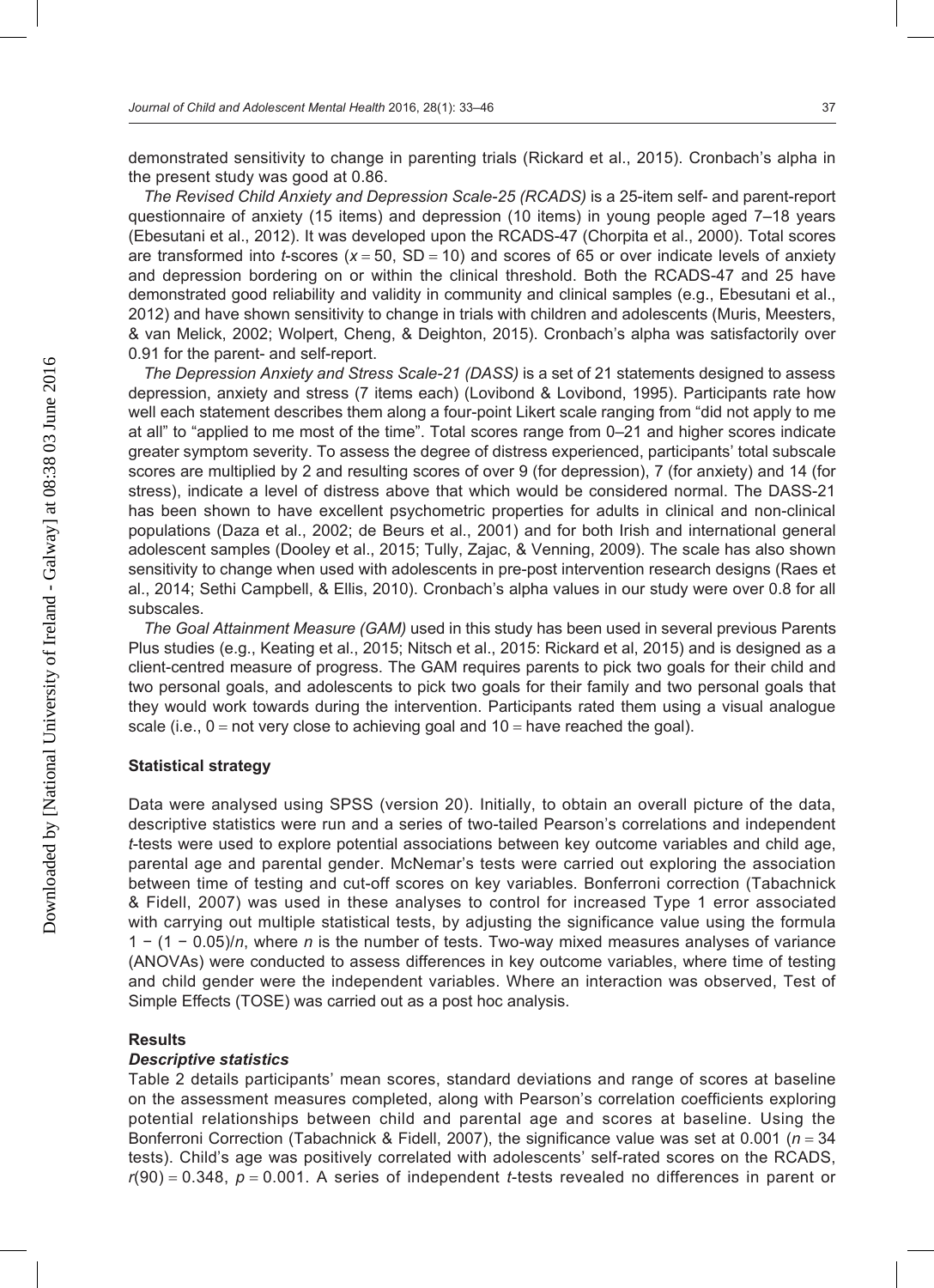demonstrated sensitivity to change in parenting trials (Rickard et al., 2015). Cronbach's alpha in the present study was good at 0.86.

*The Revised Child Anxiety and Depression Scale-25 (RCADS)* is a 25-item self- and parent-report questionnaire of anxiety (15 items) and depression (10 items) in young people aged 7–18 years (Ebesutani et al., 2012). It was developed upon the RCADS-47 (Chorpita et al., 2000). Total scores are transformed into *t*-scores ($x = 50$, $SD = 10$) and scores of 65 or over indicate levels of anxiety and depression bordering on or within the clinical threshold. Both the RCADS-47 and 25 have demonstrated good reliability and validity in community and clinical samples (e.g., Ebesutani et al., 2012) and have shown sensitivity to change in trials with children and adolescents (Muris, Meesters, & van Melick, 2002; Wolpert, Cheng, & Deighton, 2015). Cronbach's alpha was satisfactorily over 0.91 for the parent- and self-report.

*The Depression Anxiety and Stress Scale-21 (DASS)* is a set of 21 statements designed to assess depression, anxiety and stress (7 items each) (Lovibond & Lovibond, 1995). Participants rate how well each statement describes them along a four-point Likert scale ranging from "did not apply to me at all" to "applied to me most of the time". Total scores range from 0–21 and higher scores indicate greater symptom severity. To assess the degree of distress experienced, participants' total subscale scores are multiplied by 2 and resulting scores of over 9 (for depression), 7 (for anxiety) and 14 (for stress), indicate a level of distress above that which would be considered normal. The DASS-21 has been shown to have excellent psychometric properties for adults in clinical and non-clinical populations (Daza et al., 2002; de Beurs et al., 2001) and for both Irish and international general adolescent samples (Dooley et al., 2015; Tully, Zajac, & Venning, 2009). The scale has also shown sensitivity to change when used with adolescents in pre-post intervention research designs (Raes et al., 2014; Sethi Campbell, & Ellis, 2010). Cronbach's alpha values in our study were over 0.8 for all subscales.

*The Goal Attainment Measure (GAM)* used in this study has been used in several previous Parents Plus studies (e.g., Keating et al., 2015; Nitsch et al., 2015: Rickard et al, 2015) and is designed as a client-centred measure of progress. The GAM requires parents to pick two goals for their child and two personal goals, and adolescents to pick two goals for their family and two personal goals that they would work towards during the intervention. Participants rated them using a visual analogue scale (i.e., 0 = not very close to achieving goal and 10 = have reached the goal).

### Statistical strategy

Data were analysed using SPSS (version 20). Initially, to obtain an overall picture of the data, descriptive statistics were run and a series of two-tailed Pearson's correlations and independent *t*-tests were used to explore potential associations between key outcome variables and child age, parental age and parental gender. McNemar's tests were carried out exploring the association between time of testing and cut-off scores on key variables. Bonferroni correction (Tabachnick & Fidell, 2007) was used in these analyses to control for increased Type 1 error associated with carrying out multiple statistical tests, by adjusting the significance value using the formula $1 - (1 - 0.05)/n$, where $n$ is the number of tests. Two-way mixed measures analyses of variance (ANOVAs) were conducted to assess differences in key outcome variables, where time of testing and child gender were the independent variables. Where an interaction was observed, Test of Simple Effects (TOSE) was carried out as a post hoc analysis.

## Results

### *Descriptive statistics*

Table 2 details participants' mean scores, standard deviations and range of scores at baseline on the assessment measures completed, along with Pearson's correlation coefficients exploring potential relationships between child and parental age and scores at baseline. Using the Bonferroni Correction (Tabachnick & Fidell, 2007), the significance value was set at 0.001 ($n = 34$ tests). Child's age was positively correlated with adolescents' self-rated scores on the RCADS, $r(90) = 0.348$, $p = 0.001$. A series of independent *t*-tests revealed no differences in parent or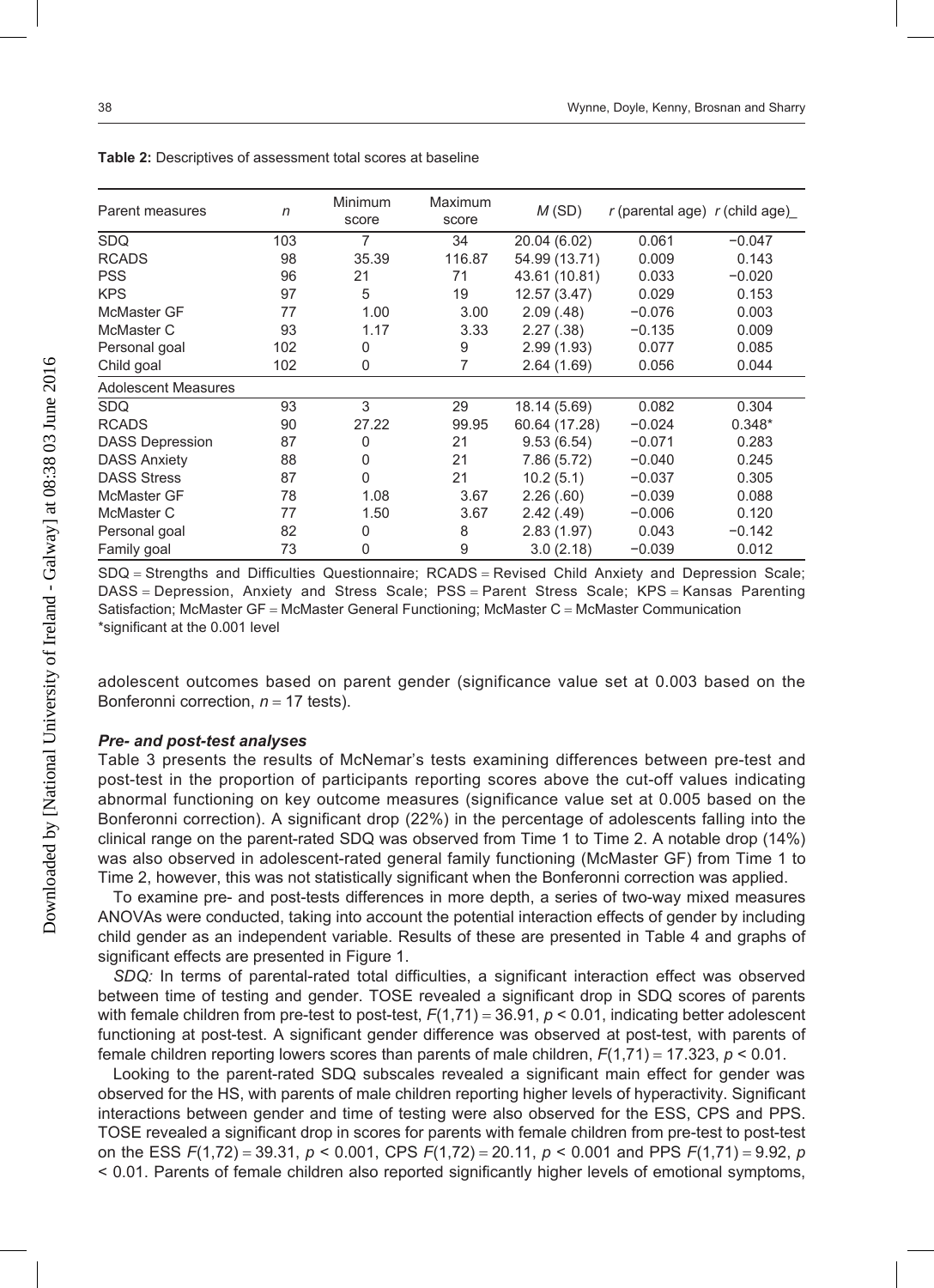**Table 2:** Descriptives of assessment total scores at baseline

| Parent measures | $n$ | Minimum score | Maximum score | $M$ (SD) | $r$ (parental age) | $r$ (child age)_ |
|---|---|---|---|---|---|---|
| SDQ | 103 | 7 | 34 | 20.04 (6.02) | 0.061 | −0.047 |
| RCADS | 98 | 35.39 | 116.87 | 54.99 (13.71) | 0.009 | 0.143 |
| PSS | 96 | 21 | 71 | 43.61 (10.81) | 0.033 | −0.020 |
| KPS | 97 | 5 | 19 | 12.57 (3.47) | 0.029 | 0.153 |
| McMaster GF | 77 | 1.00 | 3.00 | 2.09 (.48) | −0.076 | 0.003 |
| McMaster C | 93 | 1.17 | 3.33 | 2.27 (.38) | −0.135 | 0.009 |
| Personal goal | 102 | 0 | 9 | 2.99 (1.93) | 0.077 | 0.085 |
| Child goal | 102 | 0 | 7 | 2.64 (1.69) | 0.056 | 0.044 |
| **Adolescent Measures** | | | | | | |
| SDQ | 93 | 3 | 29 | 18.14 (5.69) | 0.082 | 0.304 |
| RCADS | 90 | 27.22 | 99.95 | 60.64 (17.28) | −0.024 | 0.348* |
| DASS Depression | 87 | 0 | 21 | 9.53 (6.54) | −0.071 | 0.283 |
| DASS Anxiety | 88 | 0 | 21 | 7.86 (5.72) | −0.040 | 0.245 |
| DASS Stress | 87 | 0 | 21 | 10.2 (5.1) | −0.037 | 0.305 |
| McMaster GF | 78 | 1.08 | 3.67 | 2.26 (.60) | −0.039 | 0.088 |
| McMaster C | 77 | 1.50 | 3.67 | 2.42 (.49) | −0.006 | 0.120 |
| Personal goal | 82 | 0 | 8 | 2.83 (1.97) | 0.043 | −0.142 |
| Family goal | 73 | 0 | 9 | 3.0 (2.18) | −0.039 | 0.012 |

SDQ = Strengths and Difficulties Questionnaire; RCADS = Revised Child Anxiety and Depression Scale; DASS = Depression, Anxiety and Stress Scale; PSS = Parent Stress Scale; KPS = Kansas Parenting Satisfaction; McMaster GF = McMaster General Functioning; McMaster C = McMaster Communication
*significant at the 0.001 level

adolescent outcomes based on parent gender (significance value set at 0.003 based on the Bonferonni correction, $n = 17$ tests).

### *Pre- and post-test analyses*

Table 3 presents the results of McNemar's tests examining differences between pre-test and post-test in the proportion of participants reporting scores above the cut-off values indicating abnormal functioning on key outcome measures (significance value set at 0.005 based on the Bonferonni correction). A significant drop (22%) in the percentage of adolescents falling into the clinical range on the parent-rated SDQ was observed from Time 1 to Time 2. A notable drop (14%) was also observed in adolescent-rated general family functioning (McMaster GF) from Time 1 to Time 2, however, this was not statistically significant when the Bonferonni correction was applied.

To examine pre- and post-tests differences in more depth, a series of two-way mixed measures ANOVAs were conducted, taking into account the potential interaction effects of gender by including child gender as an independent variable. Results of these are presented in Table 4 and graphs of significant effects are presented in Figure 1.

*SDQ:* In terms of parental-rated total difficulties, a significant interaction effect was observed between time of testing and gender. TOSE revealed a significant drop in SDQ scores of parents with female children from pre-test to post-test, $F(1,71) = 36.91$, $p < 0.01$, indicating better adolescent functioning at post-test. A significant gender difference was observed at post-test, with parents of female children reporting lowers scores than parents of male children, $F(1,71) = 17.323$, $p < 0.01$.

Looking to the parent-rated SDQ subscales revealed a significant main effect for gender was observed for the HS, with parents of male children reporting higher levels of hyperactivity. Significant interactions between gender and time of testing were also observed for the ESS, CPS and PPS. TOSE revealed a significant drop in scores for parents with female children from pre-test to post-test on the ESS $F(1,72) = 39.31$, $p < 0.001$, CPS $F(1,72) = 20.11$, $p < 0.001$ and PPS $F(1,71) = 9.92$, $p < 0.01$. Parents of female children also reported significantly higher levels of emotional symptoms,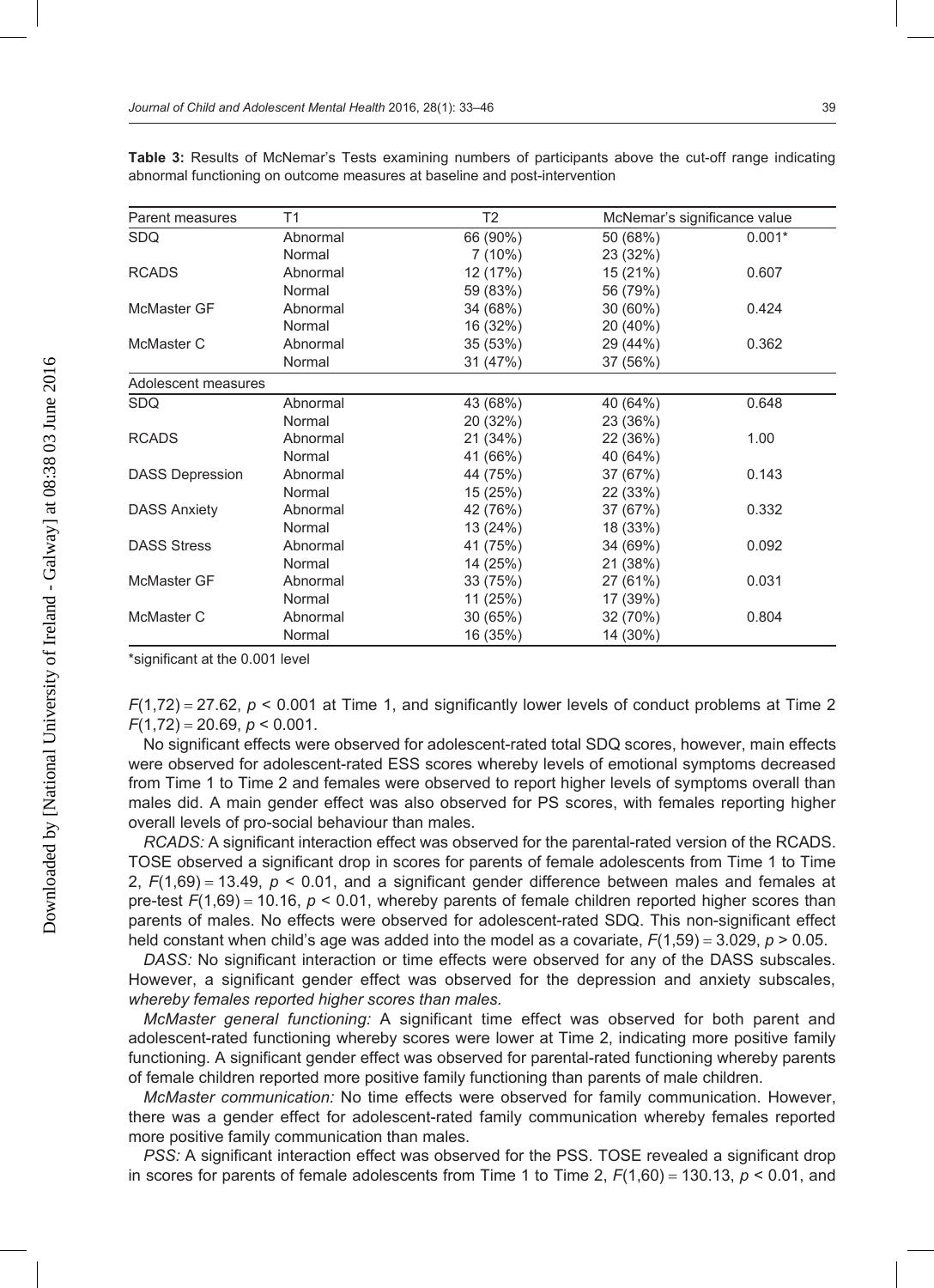**Table 3:** Results of McNemar's Tests examining numbers of participants above the cut-off range indicating abnormal functioning on outcome measures at baseline and post-intervention

| Parent measures | T1 | T2 | McNemar's significance value | |
|---|---|---|---|---|
| SDQ | Abnormal | 66 (90%) | 50 (68%) | 0.001* |
| | Normal | 7 (10%) | 23 (32%) | |
| RCADS | Abnormal | 12 (17%) | 15 (21%) | 0.607 |
| | Normal | 59 (83%) | 56 (79%) | |
| McMaster GF | Abnormal | 34 (68%) | 30 (60%) | 0.424 |
| | Normal | 16 (32%) | 20 (40%) | |
| McMaster C | Abnormal | 35 (53%) | 29 (44%) | 0.362 |
| | Normal | 31 (47%) | 37 (56%) | |
| **Adolescent measures** | | | | |
| SDQ | Abnormal | 43 (68%) | 40 (64%) | 0.648 |
| | Normal | 20 (32%) | 23 (36%) | |
| RCADS | Abnormal | 21 (34%) | 22 (36%) | 1.00 |
| | Normal | 41 (66%) | 40 (64%) | |
| DASS Depression | Abnormal | 44 (75%) | 37 (67%) | 0.143 |
| | Normal | 15 (25%) | 22 (33%) | |
| DASS Anxiety | Abnormal | 42 (76%) | 37 (67%) | 0.332 |
| | Normal | 13 (24%) | 18 (33%) | |
| DASS Stress | Abnormal | 41 (75%) | 34 (69%) | 0.092 |
| | Normal | 14 (25%) | 21 (38%) | |
| McMaster GF | Abnormal | 33 (75%) | 27 (61%) | 0.031 |
| | Normal | 11 (25%) | 17 (39%) | |
| McMaster C | Abnormal | 30 (65%) | 32 (70%) | 0.804 |
| | Normal | 16 (35%) | 14 (30%) | |

*significant at the 0.001 level

$F(1,72) = 27.62$, $p < 0.001$ at Time 1, and significantly lower levels of conduct problems at Time 2 $F(1,72) = 20.69$, $p < 0.001$.

No significant effects were observed for adolescent-rated total SDQ scores, however, main effects were observed for adolescent-rated ESS scores whereby levels of emotional symptoms decreased from Time 1 to Time 2 and females were observed to report higher levels of symptoms overall than males did. A main gender effect was also observed for PS scores, with females reporting higher overall levels of pro-social behaviour than males.

*RCADS:* A significant interaction effect was observed for the parental-rated version of the RCADS. TOSE observed a significant drop in scores for parents of female adolescents from Time 1 to Time 2, $F(1,69) = 13.49$, $p < 0.01$, and a significant gender difference between males and females at pre-test $F(1,69) = 10.16$, $p < 0.01$, whereby parents of female children reported higher scores than parents of males. No effects were observed for adolescent-rated SDQ. This non-significant effect held constant when child's age was added into the model as a covariate, $F(1,59) = 3.029$, $p > 0.05$.

*DASS:* No significant interaction or time effects were observed for any of the DASS subscales. However, a significant gender effect was observed for the depression and anxiety subscales, *whereby females reported higher scores than males.*

*McMaster general functioning:* A significant time effect was observed for both parent and adolescent-rated functioning whereby scores were lower at Time 2, indicating more positive family functioning. A significant gender effect was observed for parental-rated functioning whereby parents of female children reported more positive family functioning than parents of male children.

*McMaster communication:* No time effects were observed for family communication. However, there was a gender effect for adolescent-rated family communication whereby females reported more positive family communication than males.

*PSS:* A significant interaction effect was observed for the PSS. TOSE revealed a significant drop in scores for parents of female adolescents from Time 1 to Time 2, $F(1,60) = 130.13$, $p < 0.01$, and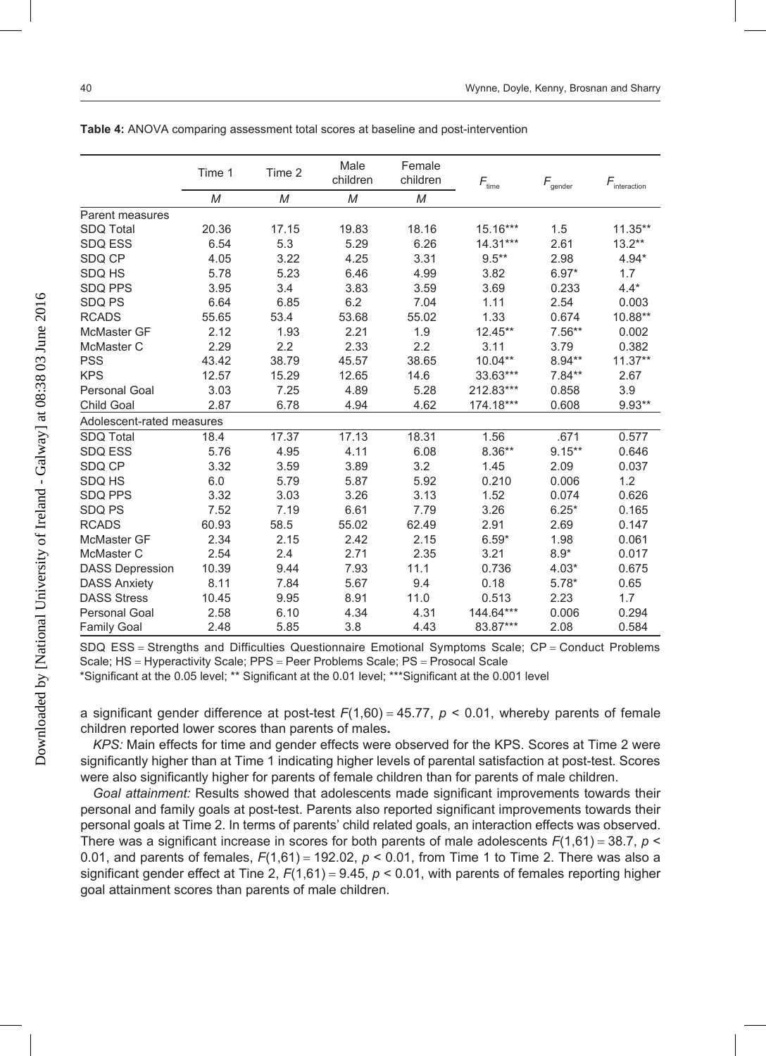**Table 4:** ANOVA comparing assessment total scores at baseline and post-intervention

| | Time 1 | Time 2 | Male children | Female children | $F_{time}$ | $F_{gender}$ | $F_{interaction}$ |
|---|---|---|---|---|---|---|---|
| | *M* | *M* | *M* | *M* | | | |
| Parent measures | | | | | | | |
| SDQ Total | 20.36 | 17.15 | 19.83 | 18.16 | 15.16*** | 1.5 | 11.35** |
| SDQ ESS | 6.54 | 5.3 | 5.29 | 6.26 | 14.31*** | 2.61 | 13.2** |
| SDQ CP | 4.05 | 3.22 | 4.25 | 3.31 | 9.5** | 2.98 | 4.94* |
| SDQ HS | 5.78 | 5.23 | 6.46 | 4.99 | 3.82 | 6.97* | 1.7 |
| SDQ PPS | 3.95 | 3.4 | 3.83 | 3.59 | 3.69 | 0.233 | 4.4* |
| SDQ PS | 6.64 | 6.85 | 6.2 | 7.04 | 1.11 | 2.54 | 0.003 |
| RCADS | 55.65 | 53.4 | 53.68 | 55.02 | 1.33 | 0.674 | 10.88** |
| McMaster GF | 2.12 | 1.93 | 2.21 | 1.9 | 12.45** | 7.56** | 0.002 |
| McMaster C | 2.29 | 2.2 | 2.33 | 2.2 | 3.11 | 3.79 | 0.382 |
| PSS | 43.42 | 38.79 | 45.57 | 38.65 | 10.04** | 8.94** | 11.37** |
| KPS | 12.57 | 15.29 | 12.65 | 14.6 | 33.63*** | 7.84** | 2.67 |
| Personal Goal | 3.03 | 7.25 | 4.89 | 5.28 | 212.83*** | 0.858 | 3.9 |
| Child Goal | 2.87 | 6.78 | 4.94 | 4.62 | 174.18*** | 0.608 | 9.93** |
| Adolescent-rated measures | | | | | | | |
| SDQ Total | 18.4 | 17.37 | 17.13 | 18.31 | 1.56 | .671 | 0.577 |
| SDQ ESS | 5.76 | 4.95 | 4.11 | 6.08 | 8.36** | 9.15** | 0.646 |
| SDQ CP | 3.32 | 3.59 | 3.89 | 3.2 | 1.45 | 2.09 | 0.037 |
| SDQ HS | 6.0 | 5.79 | 5.87 | 5.92 | 0.210 | 0.006 | 1.2 |
| SDQ PPS | 3.32 | 3.03 | 3.26 | 3.13 | 1.52 | 0.074 | 0.626 |
| SDQ PS | 7.52 | 7.19 | 6.61 | 7.79 | 3.26 | 6.25* | 0.165 |
| RCADS | 60.93 | 58.5 | 55.02 | 62.49 | 2.91 | 2.69 | 0.147 |
| McMaster GF | 2.34 | 2.15 | 2.42 | 2.15 | 6.59* | 1.98 | 0.061 |
| McMaster C | 2.54 | 2.4 | 2.71 | 2.35 | 3.21 | 8.9* | 0.017 |
| DASS Depression | 10.39 | 9.44 | 7.93 | 11.1 | 0.736 | 4.03* | 0.675 |
| DASS Anxiety | 8.11 | 7.84 | 5.67 | 9.4 | 0.18 | 5.78* | 0.65 |
| DASS Stress | 10.45 | 9.95 | 8.91 | 11.0 | 0.513 | 2.23 | 1.7 |
| Personal Goal | 2.58 | 6.10 | 4.34 | 4.31 | 144.64*** | 0.006 | 0.294 |
| Family Goal | 2.48 | 5.85 | 3.8 | 4.43 | 83.87*** | 2.08 | 0.584 |

SDQ ESS = Strengths and Difficulties Questionnaire Emotional Symptoms Scale; CP = Conduct Problems Scale; HS = Hyperactivity Scale; PPS = Peer Problems Scale; PS = Prosocal Scale
*Significant at the 0.05 level; ** Significant at the 0.01 level; ***Significant at the 0.001 level

a significant gender difference at post-test $F(1,60) = 45.77$, $p < 0.01$, whereby parents of female children reported lower scores than parents of males**.**

*KPS:* Main effects for time and gender effects were observed for the KPS. Scores at Time 2 were significantly higher than at Time 1 indicating higher levels of parental satisfaction at post-test. Scores were also significantly higher for parents of female children than for parents of male children.

*Goal attainment:* Results showed that adolescents made significant improvements towards their personal and family goals at post-test. Parents also reported significant improvements towards their personal goals at Time 2. In terms of parents' child related goals, an interaction effects was observed. There was a significant increase in scores for both parents of male adolescents $F(1,61) = 38.7$, $p < 0.01$, and parents of females, $F(1,61) = 192.02$, $p < 0.01$, from Time 1 to Time 2. There was also a significant gender effect at Tine 2, $F(1,61) = 9.45$, $p < 0.01$, with parents of females reporting higher goal attainment scores than parents of male children.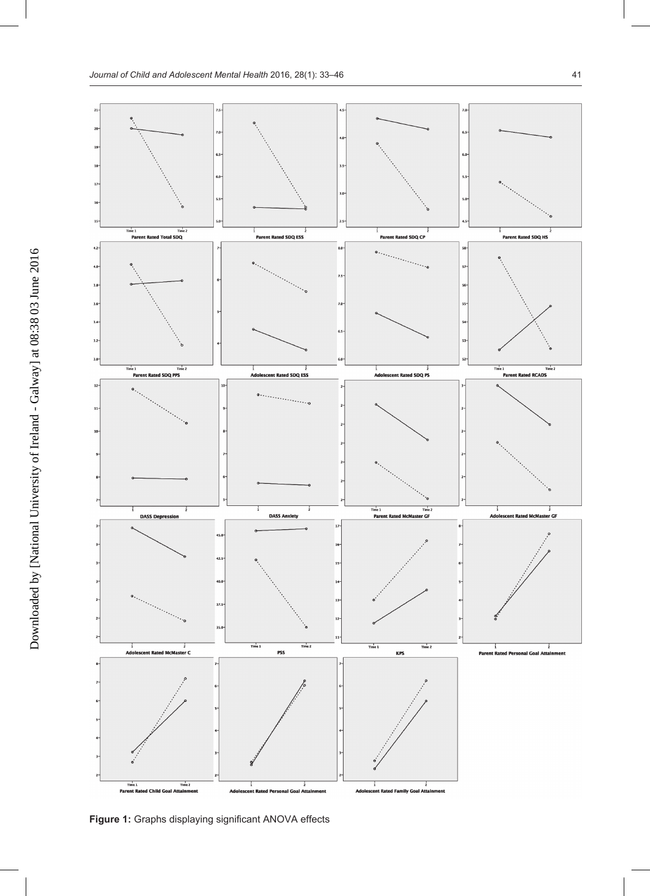Figure 1: Graphs displaying significant ANOVA effects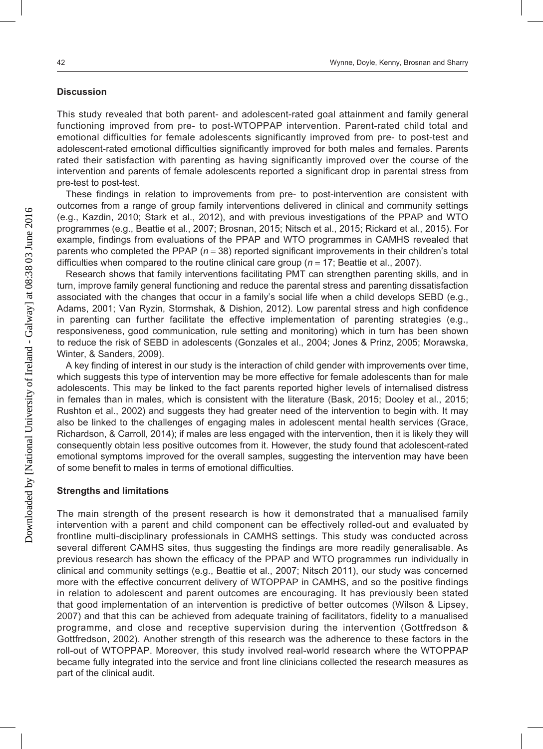## Discussion

This study revealed that both parent- and adolescent-rated goal attainment and family general functioning improved from pre- to post-WTOPPAP intervention. Parent-rated child total and emotional difficulties for female adolescents significantly improved from pre- to post-test and adolescent-rated emotional difficulties significantly improved for both males and females. Parents rated their satisfaction with parenting as having significantly improved over the course of the intervention and parents of female adolescents reported a significant drop in parental stress from pre-test to post-test.

These findings in relation to improvements from pre- to post-intervention are consistent with outcomes from a range of group family interventions delivered in clinical and community settings (e.g., Kazdin, 2010; Stark et al., 2012), and with previous investigations of the PPAP and WTO programmes (e.g., Beattie et al., 2007; Brosnan, 2015; Nitsch et al., 2015; Rickard et al., 2015). For example, findings from evaluations of the PPAP and WTO programmes in CAMHS revealed that parents who completed the PPAP ($n = 38$) reported significant improvements in their children's total difficulties when compared to the routine clinical care group ($n = 17$; Beattie et al., 2007).

Research shows that family interventions facilitating PMT can strengthen parenting skills, and in turn, improve family general functioning and reduce the parental stress and parenting dissatisfaction associated with the changes that occur in a family's social life when a child develops SEBD (e.g., Adams, 2001; Van Ryzin, Stormshak, & Dishion, 2012). Low parental stress and high confidence in parenting can further facilitate the effective implementation of parenting strategies (e.g., responsiveness, good communication, rule setting and monitoring) which in turn has been shown to reduce the risk of SEBD in adolescents (Gonzales et al., 2004; Jones & Prinz, 2005; Morawska, Winter, & Sanders, 2009).

A key finding of interest in our study is the interaction of child gender with improvements over time, which suggests this type of intervention may be more effective for female adolescents than for male adolescents. This may be linked to the fact parents reported higher levels of internalised distress in females than in males, which is consistent with the literature (Bask, 2015; Dooley et al., 2015; Rushton et al., 2002) and suggests they had greater need of the intervention to begin with. It may also be linked to the challenges of engaging males in adolescent mental health services (Grace, Richardson, & Carroll, 2014); if males are less engaged with the intervention, then it is likely they will consequently obtain less positive outcomes from it. However, the study found that adolescent-rated emotional symptoms improved for the overall samples, suggesting the intervention may have been of some benefit to males in terms of emotional difficulties.

## Strengths and limitations

The main strength of the present research is how it demonstrated that a manualised family intervention with a parent and child component can be effectively rolled-out and evaluated by frontline multi-disciplinary professionals in CAMHS settings. This study was conducted across several different CAMHS sites, thus suggesting the findings are more readily generalisable. As previous research has shown the efficacy of the PPAP and WTO programmes run individually in clinical and community settings (e.g., Beattie et al., 2007; Nitsch 2011), our study was concerned more with the effective concurrent delivery of WTOPPAP in CAMHS, and so the positive findings in relation to adolescent and parent outcomes are encouraging. It has previously been stated that good implementation of an intervention is predictive of better outcomes (Wilson & Lipsey, 2007) and that this can be achieved from adequate training of facilitators, fidelity to a manualised programme, and close and receptive supervision during the intervention (Gottfredson & Gottfredson, 2002). Another strength of this research was the adherence to these factors in the roll-out of WTOPPAP. Moreover, this study involved real-world research where the WTOPPAP became fully integrated into the service and front line clinicians collected the research measures as part of the clinical audit.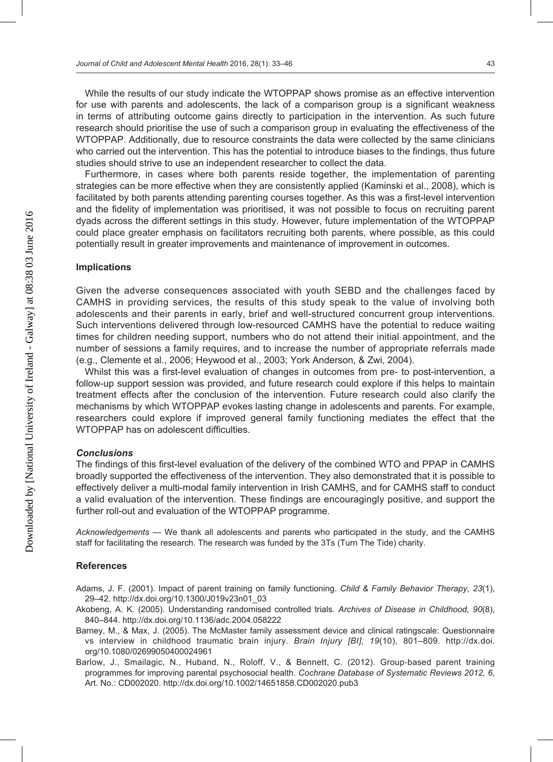While the results of our study indicate the WTOPPAP shows promise as an effective intervention for use with parents and adolescents, the lack of a comparison group is a significant weakness in terms of attributing outcome gains directly to participation in the intervention. As such future research should prioritise the use of such a comparison group in evaluating the effectiveness of the WTOPPAP. Additionally, due to resource constraints the data were collected by the same clinicians who carried out the intervention. This has the potential to introduce biases to the findings, thus future studies should strive to use an independent researcher to collect the data.

Furthermore, in cases where both parents reside together, the implementation of parenting strategies can be more effective when they are consistently applied (Kaminski et al., 2008), which is facilitated by both parents attending parenting courses together. As this was a first-level intervention and the fidelity of implementation was prioritised, it was not possible to focus on recruiting parent dyads across the different settings in this study. However, future implementation of the WTOPPAP could place greater emphasis on facilitators recruiting both parents, where possible, as this could potentially result in greater improvements and maintenance of improvement in outcomes.

### Implications

Given the adverse consequences associated with youth SEBD and the challenges faced by CAMHS in providing services, the results of this study speak to the value of involving both adolescents and their parents in early, brief and well-structured concurrent group interventions. Such interventions delivered through low-resourced CAMHS have the potential to reduce waiting times for children needing support, numbers who do not attend their initial appointment, and the number of sessions a family requires, and to increase the number of appropriate referrals made (e.g., Clemente et al., 2006; Heywood et al., 2003; York Anderson, & Zwi, 2004).

Whilst this was a first-level evaluation of changes in outcomes from pre- to post-intervention, a follow-up support session was provided, and future research could explore if this helps to maintain treatment effects after the conclusion of the intervention. Future research could also clarify the mechanisms by which WTOPPAP evokes lasting change in adolescents and parents. For example, researchers could explore if improved general family functioning mediates the effect that the WTOPPAP has on adolescent difficulties.

### *Conclusions*

The findings of this first-level evaluation of the delivery of the combined WTO and PPAP in CAMHS broadly supported the effectiveness of the intervention. They also demonstrated that it is possible to effectively deliver a multi-modal family intervention in Irish CAMHS, and for CAMHS staff to conduct a valid evaluation of the intervention. These findings are encouragingly positive, and support the further roll-out and evaluation of the WTOPPAP programme.

*Acknowledgements* — We thank all adolescents and parents who participated in the study, and the CAMHS staff for facilitating the research. The research was funded by the 3Ts (Turn The Tide) charity.

### References

Adams, J. F. (2001). Impact of parent training on family functioning. *Child & Family Behavior Therapy, 23*(1), 29–42. http://dx.doi.org/10.1300/J019v23n01_03

Akobeng, A. K. (2005). Understanding randomised controlled trials. *Archives of Disease in Childhood, 90*(8), 840–844. http://dx.doi.org/10.1136/adc.2004.058222

Barney, M., & Max, J. (2005). The McMaster family assessment device and clinical ratingscale: Questionnaire vs interview in childhood traumatic brain injury. *Brain Injury [BI], 19*(10), 801–809. http://dx.doi.org/10.1080/02699050400024961

Barlow, J., Smailagic, N., Huband, N., Roloff, V., & Bennett, C. (2012). Group-based parent training programmes for improving parental psychosocial health. *Cochrane Database of Systematic Reviews 2012, 6,* Art. No.: CD002020. http://dx.doi.org/10.1002/14651858.CD002020.pub3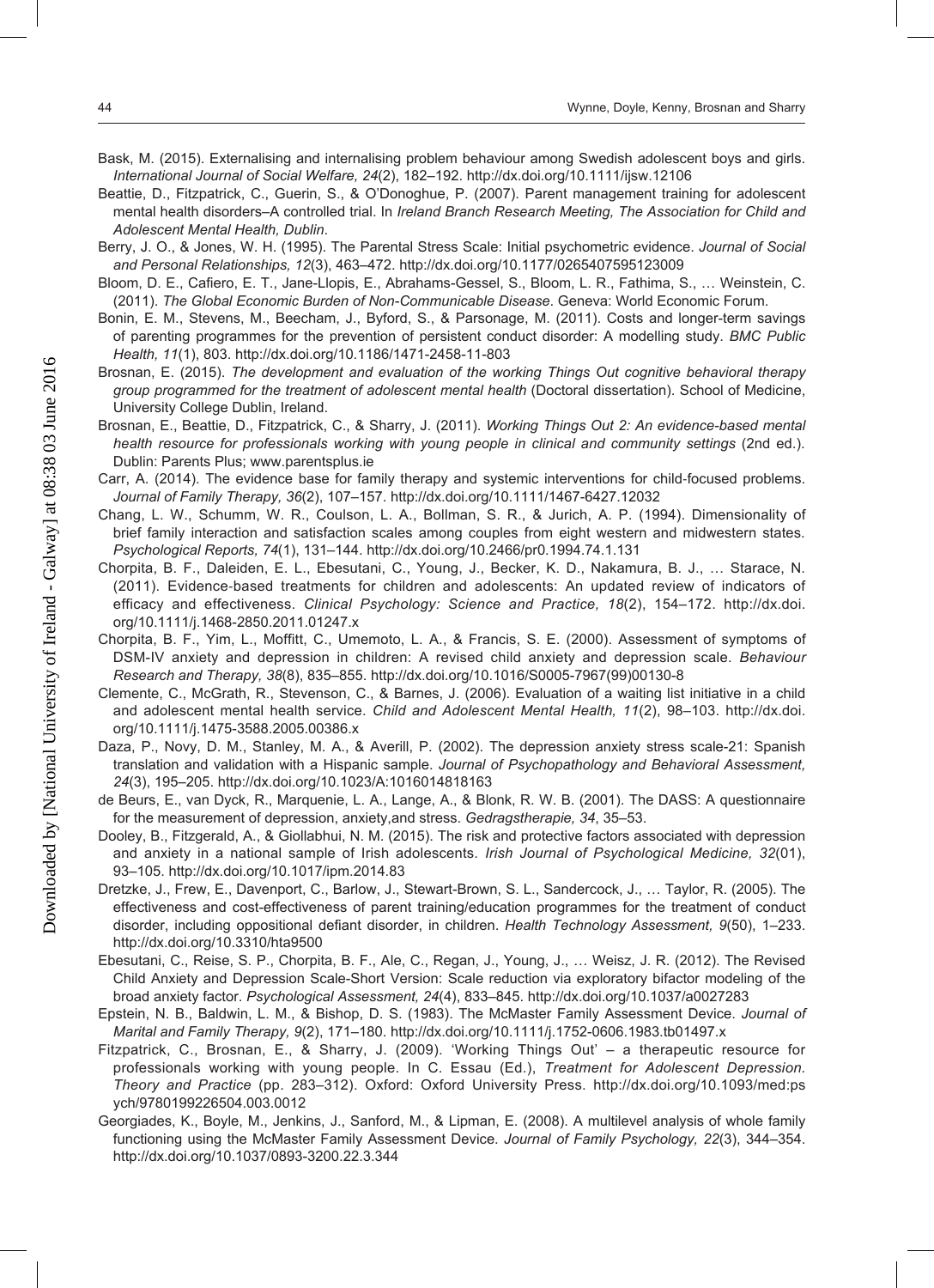Bask, M. (2015). Externalising and internalising problem behaviour among Swedish adolescent boys and girls. *International Journal of Social Welfare, 24*(2), 182–192. http://dx.doi.org/10.1111/ijsw.12106

Beattie, D., Fitzpatrick, C., Guerin, S., & O'Donoghue, P. (2007). Parent management training for adolescent mental health disorders–A controlled trial. In *Ireland Branch Research Meeting, The Association for Child and Adolescent Mental Health, Dublin*.

Berry, J. O., & Jones, W. H. (1995). The Parental Stress Scale: Initial psychometric evidence. *Journal of Social and Personal Relationships, 12*(3), 463–472. http://dx.doi.org/10.1177/0265407595123009

Bloom, D. E., Cafiero, E. T., Jane-Llopis, E., Abrahams-Gessel, S., Bloom, L. R., Fathima, S., … Weinstein, C. (2011). *The Global Economic Burden of Non-Communicable Disease*. Geneva: World Economic Forum.

Bonin, E. M., Stevens, M., Beecham, J., Byford, S., & Parsonage, M. (2011). Costs and longer-term savings of parenting programmes for the prevention of persistent conduct disorder: A modelling study. *BMC Public Health, 11*(1), 803. http://dx.doi.org/10.1186/1471-2458-11-803

Brosnan, E. (2015). *The development and evaluation of the working Things Out cognitive behavioral therapy group programmed for the treatment of adolescent mental health* (Doctoral dissertation). School of Medicine, University College Dublin, Ireland.

Brosnan, E., Beattie, D., Fitzpatrick, C., & Sharry, J. (2011). *Working Things Out 2: An evidence-based mental health resource for professionals working with young people in clinical and community settings* (2nd ed.). Dublin: Parents Plus; www.parentsplus.ie

Carr, A. (2014). The evidence base for family therapy and systemic interventions for child-focused problems. *Journal of Family Therapy, 36*(2), 107–157. http://dx.doi.org/10.1111/1467-6427.12032

Chang, L. W., Schumm, W. R., Coulson, L. A., Bollman, S. R., & Jurich, A. P. (1994). Dimensionality of brief family interaction and satisfaction scales among couples from eight western and midwestern states. *Psychological Reports, 74*(1), 131–144. http://dx.doi.org/10.2466/pr0.1994.74.1.131

Chorpita, B. F., Daleiden, E. L., Ebesutani, C., Young, J., Becker, K. D., Nakamura, B. J., … Starace, N. (2011). Evidence-based treatments for children and adolescents: An updated review of indicators of efficacy and effectiveness. *Clinical Psychology: Science and Practice, 18*(2), 154–172. http://dx.doi.org/10.1111/j.1468-2850.2011.01247.x

Chorpita, B. F., Yim, L., Moffitt, C., Umemoto, L. A., & Francis, S. E. (2000). Assessment of symptoms of DSM-IV anxiety and depression in children: A revised child anxiety and depression scale. *Behaviour Research and Therapy, 38*(8), 835–855. http://dx.doi.org/10.1016/S0005-7967(99)00130-8

Clemente, C., McGrath, R., Stevenson, C., & Barnes, J. (2006). Evaluation of a waiting list initiative in a child and adolescent mental health service. *Child and Adolescent Mental Health, 11*(2), 98–103. http://dx.doi.org/10.1111/j.1475-3588.2005.00386.x

Daza, P., Novy, D. M., Stanley, M. A., & Averill, P. (2002). The depression anxiety stress scale-21: Spanish translation and validation with a Hispanic sample. *Journal of Psychopathology and Behavioral Assessment, 24*(3), 195–205. http://dx.doi.org/10.1023/A:1016014818163

de Beurs, E., van Dyck, R., Marquenie, L. A., Lange, A., & Blonk, R. W. B. (2001). The DASS: A questionnaire for the measurement of depression, anxiety,and stress. *Gedragstherapie, 34*, 35–53.

Dooley, B., Fitzgerald, A., & Giollabhui, N. M. (2015). The risk and protective factors associated with depression and anxiety in a national sample of Irish adolescents. *Irish Journal of Psychological Medicine, 32*(01), 93–105. http://dx.doi.org/10.1017/ipm.2014.83

Dretzke, J., Frew, E., Davenport, C., Barlow, J., Stewart-Brown, S. L., Sandercock, J., … Taylor, R. (2005). The effectiveness and cost-effectiveness of parent training/education programmes for the treatment of conduct disorder, including oppositional defiant disorder, in children. *Health Technology Assessment, 9*(50), 1–233. http://dx.doi.org/10.3310/hta9500

Ebesutani, C., Reise, S. P., Chorpita, B. F., Ale, C., Regan, J., Young, J., … Weisz, J. R. (2012). The Revised Child Anxiety and Depression Scale-Short Version: Scale reduction via exploratory bifactor modeling of the broad anxiety factor. *Psychological Assessment, 24*(4), 833–845. http://dx.doi.org/10.1037/a0027283

Epstein, N. B., Baldwin, L. M., & Bishop, D. S. (1983). The McMaster Family Assessment Device. *Journal of Marital and Family Therapy, 9*(2), 171–180. http://dx.doi.org/10.1111/j.1752-0606.1983.tb01497.x

Fitzpatrick, C., Brosnan, E., & Sharry, J. (2009). 'Working Things Out' – a therapeutic resource for professionals working with young people. In C. Essau (Ed.), *Treatment for Adolescent Depression. Theory and Practice* (pp. 283–312). Oxford: Oxford University Press. http://dx.doi.org/10.1093/med:psych/9780199226504.003.0012

Georgiades, K., Boyle, M., Jenkins, J., Sanford, M., & Lipman, E. (2008). A multilevel analysis of whole family functioning using the McMaster Family Assessment Device. *Journal of Family Psychology, 22*(3), 344–354. http://dx.doi.org/10.1037/0893-3200.22.3.344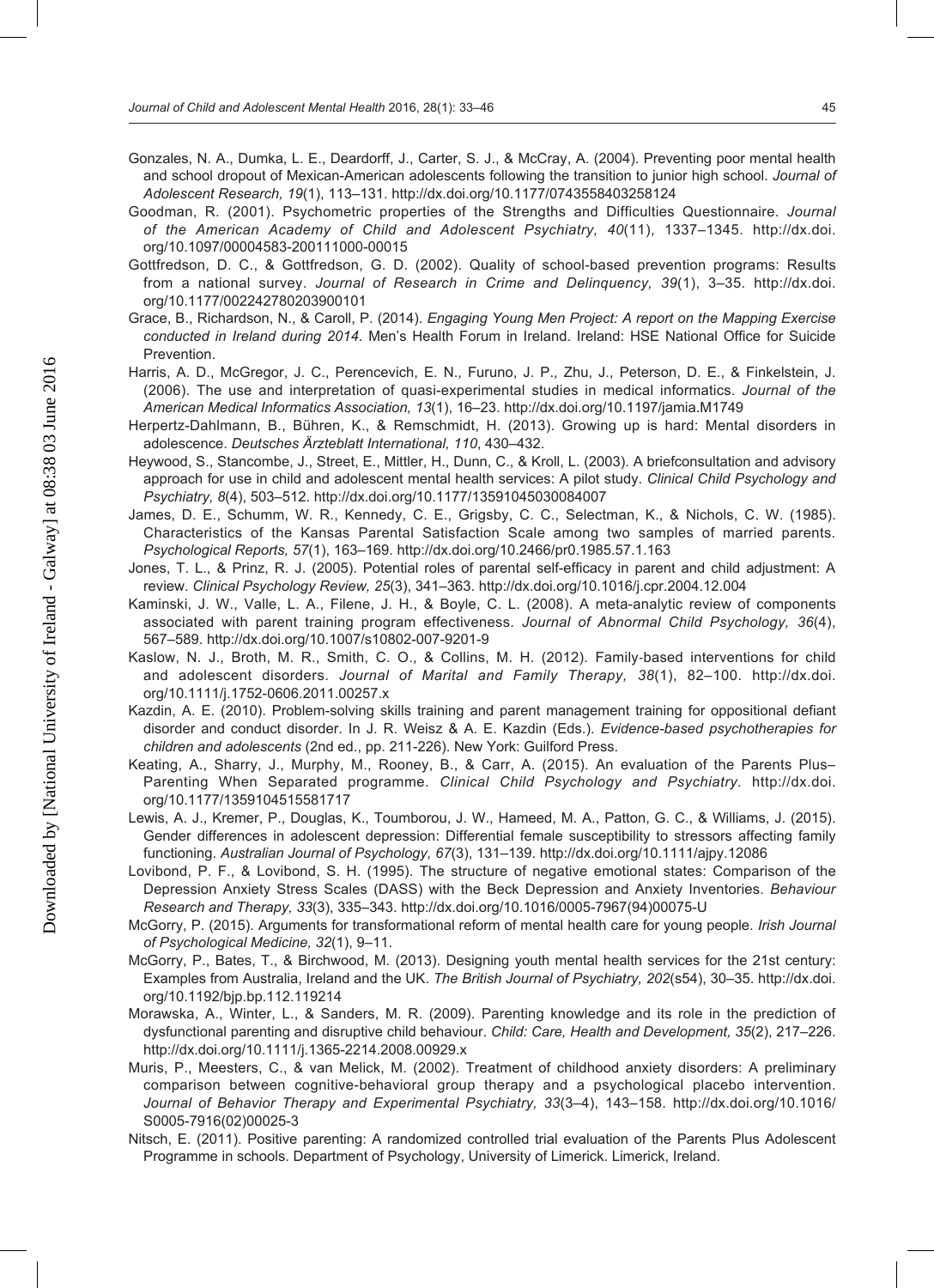Gonzales, N. A., Dumka, L. E., Deardorff, J., Carter, S. J., & McCray, A. (2004). Preventing poor mental health and school dropout of Mexican-American adolescents following the transition to junior high school. *Journal of Adolescent Research, 19*(1), 113–131. http://dx.doi.org/10.1177/0743558403258124

Goodman, R. (2001). Psychometric properties of the Strengths and Difficulties Questionnaire. *Journal of the American Academy of Child and Adolescent Psychiatry, 40*(11), 1337–1345. http://dx.doi.org/10.1097/00004583-200111000-00015

Gottfredson, D. C., & Gottfredson, G. D. (2002). Quality of school-based prevention programs: Results from a national survey. *Journal of Research in Crime and Delinquency, 39*(1), 3–35. http://dx.doi.org/10.1177/002242780203900101

Grace, B., Richardson, N., & Caroll, P. (2014). *Engaging Young Men Project: A report on the Mapping Exercise conducted in Ireland during 2014*. Men's Health Forum in Ireland. Ireland: HSE National Office for Suicide Prevention.

Harris, A. D., McGregor, J. C., Perencevich, E. N., Furuno, J. P., Zhu, J., Peterson, D. E., & Finkelstein, J. (2006). The use and interpretation of quasi-experimental studies in medical informatics. *Journal of the American Medical Informatics Association, 13*(1), 16–23. http://dx.doi.org/10.1197/jamia.M1749

Herpertz-Dahlmann, B., Bühren, K., & Remschmidt, H. (2013). Growing up is hard: Mental disorders in adolescence. *Deutsches Ärzteblatt International, 110*, 430–432.

Heywood, S., Stancombe, J., Street, E., Mittler, H., Dunn, C., & Kroll, L. (2003). A briefconsultation and advisory approach for use in child and adolescent mental health services: A pilot study. *Clinical Child Psychology and Psychiatry, 8*(4), 503–512. http://dx.doi.org/10.1177/13591045030084007

James, D. E., Schumm, W. R., Kennedy, C. E., Grigsby, C. C., Selectman, K., & Nichols, C. W. (1985). Characteristics of the Kansas Parental Satisfaction Scale among two samples of married parents. *Psychological Reports, 57*(1), 163–169. http://dx.doi.org/10.2466/pr0.1985.57.1.163

Jones, T. L., & Prinz, R. J. (2005). Potential roles of parental self-efficacy in parent and child adjustment: A review. *Clinical Psychology Review, 25*(3), 341–363. http://dx.doi.org/10.1016/j.cpr.2004.12.004

Kaminski, J. W., Valle, L. A., Filene, J. H., & Boyle, C. L. (2008). A meta-analytic review of components associated with parent training program effectiveness. *Journal of Abnormal Child Psychology, 36*(4), 567–589. http://dx.doi.org/10.1007/s10802-007-9201-9

Kaslow, N. J., Broth, M. R., Smith, C. O., & Collins, M. H. (2012). Family-based interventions for child and adolescent disorders. *Journal of Marital and Family Therapy, 38*(1), 82–100. http://dx.doi.org/10.1111/j.1752-0606.2011.00257.x

Kazdin, A. E. (2010). Problem-solving skills training and parent management training for oppositional defiant disorder and conduct disorder. In J. R. Weisz & A. E. Kazdin (Eds.). *Evidence-based psychotherapies for children and adolescents* (2nd ed., pp. 211-226). New York: Guilford Press.

Keating, A., Sharry, J., Murphy, M., Rooney, B., & Carr, A. (2015). An evaluation of the Parents Plus–Parenting When Separated programme. *Clinical Child Psychology and Psychiatry*. http://dx.doi.org/10.1177/1359104515581717

Lewis, A. J., Kremer, P., Douglas, K., Toumborou, J. W., Hameed, M. A., Patton, G. C., & Williams, J. (2015). Gender differences in adolescent depression: Differential female susceptibility to stressors affecting family functioning. *Australian Journal of Psychology, 67*(3), 131–139. http://dx.doi.org/10.1111/ajpy.12086

Lovibond, P. F., & Lovibond, S. H. (1995). The structure of negative emotional states: Comparison of the Depression Anxiety Stress Scales (DASS) with the Beck Depression and Anxiety Inventories. *Behaviour Research and Therapy, 33*(3), 335–343. http://dx.doi.org/10.1016/0005-7967(94)00075-U

McGorry, P. (2015). Arguments for transformational reform of mental health care for young people. *Irish Journal of Psychological Medicine, 32*(1), 9–11.

McGorry, P., Bates, T., & Birchwood, M. (2013). Designing youth mental health services for the 21st century: Examples from Australia, Ireland and the UK. *The British Journal of Psychiatry, 202*(s54), 30–35. http://dx.doi.org/10.1192/bjp.bp.112.119214

Morawska, A., Winter, L., & Sanders, M. R. (2009). Parenting knowledge and its role in the prediction of dysfunctional parenting and disruptive child behaviour. *Child: Care, Health and Development, 35*(2), 217–226. http://dx.doi.org/10.1111/j.1365-2214.2008.00929.x

Muris, P., Meesters, C., & van Melick, M. (2002). Treatment of childhood anxiety disorders: A preliminary comparison between cognitive-behavioral group therapy and a psychological placebo intervention. *Journal of Behavior Therapy and Experimental Psychiatry, 33*(3–4), 143–158. http://dx.doi.org/10.1016/S0005-7916(02)00025-3

Nitsch, E. (2011). Positive parenting: A randomized controlled trial evaluation of the Parents Plus Adolescent Programme in schools. Department of Psychology, University of Limerick. Limerick, Ireland.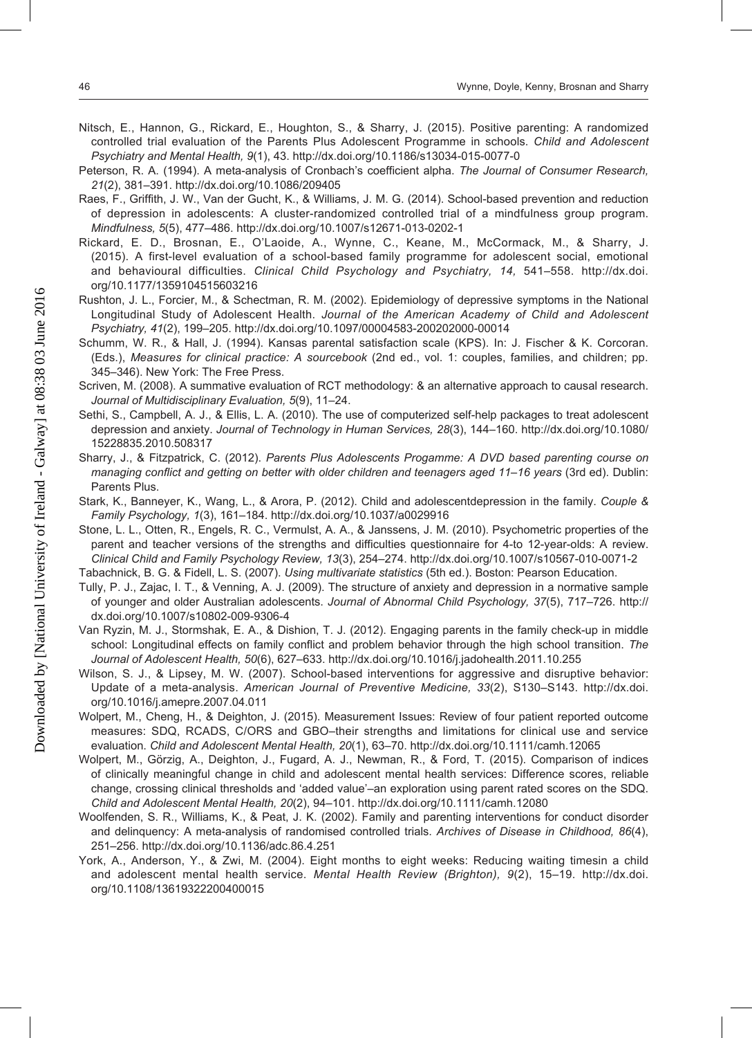Nitsch, E., Hannon, G., Rickard, E., Houghton, S., & Sharry, J. (2015). Positive parenting: A randomized controlled trial evaluation of the Parents Plus Adolescent Programme in schools. *Child and Adolescent Psychiatry and Mental Health, 9*(1), 43. http://dx.doi.org/10.1186/s13034-015-0077-0

Peterson, R. A. (1994). A meta-analysis of Cronbach's coefficient alpha. *The Journal of Consumer Research, 21*(2), 381–391. http://dx.doi.org/10.1086/209405

Raes, F., Griffith, J. W., Van der Gucht, K., & Williams, J. M. G. (2014). School-based prevention and reduction of depression in adolescents: A cluster-randomized controlled trial of a mindfulness group program. *Mindfulness, 5*(5), 477–486. http://dx.doi.org/10.1007/s12671-013-0202-1

Rickard, E. D., Brosnan, E., O'Laoide, A., Wynne, C., Keane, M., McCormack, M., & Sharry, J. (2015). A first-level evaluation of a school-based family programme for adolescent social, emotional and behavioural difficulties. *Clinical Child Psychology and Psychiatry, 14,* 541–558. http://dx.doi.org/10.1177/1359104515603216

Rushton, J. L., Forcier, M., & Schectman, R. M. (2002). Epidemiology of depressive symptoms in the National Longitudinal Study of Adolescent Health. *Journal of the American Academy of Child and Adolescent Psychiatry, 41*(2), 199–205. http://dx.doi.org/10.1097/00004583-200202000-00014

Schumm, W. R., & Hall, J. (1994). Kansas parental satisfaction scale (KPS). In: J. Fischer & K. Corcoran. (Eds.), *Measures for clinical practice: A sourcebook* (2nd ed., vol. 1: couples, families, and children; pp. 345–346). New York: The Free Press.

Scriven, M. (2008). A summative evaluation of RCT methodology: & an alternative approach to causal research. *Journal of Multidisciplinary Evaluation, 5*(9), 11–24.

Sethi, S., Campbell, A. J., & Ellis, L. A. (2010). The use of computerized self-help packages to treat adolescent depression and anxiety. *Journal of Technology in Human Services, 28*(3), 144–160. http://dx.doi.org/10.1080/15228835.2010.508317

Sharry, J., & Fitzpatrick, C. (2012). *Parents Plus Adolescents Progamme: A DVD based parenting course on managing conflict and getting on better with older children and teenagers aged 11–16 years* (3rd ed). Dublin: Parents Plus.

Stark, K., Banneyer, K., Wang, L., & Arora, P. (2012). Child and adolescentdepression in the family. *Couple & Family Psychology, 1*(3), 161–184. http://dx.doi.org/10.1037/a0029916

Stone, L. L., Otten, R., Engels, R. C., Vermulst, A. A., & Janssens, J. M. (2010). Psychometric properties of the parent and teacher versions of the strengths and difficulties questionnaire for 4-to 12-year-olds: A review. *Clinical Child and Family Psychology Review, 13*(3), 254–274. http://dx.doi.org/10.1007/s10567-010-0071-2

Tabachnick, B. G. & Fidell, L. S. (2007). *Using multivariate statistics* (5th ed.). Boston: Pearson Education.

Tully, P. J., Zajac, I. T., & Venning, A. J. (2009). The structure of anxiety and depression in a normative sample of younger and older Australian adolescents. *Journal of Abnormal Child Psychology, 37*(5), 717–726. http://dx.doi.org/10.1007/s10802-009-9306-4

Van Ryzin, M. J., Stormshak, E. A., & Dishion, T. J. (2012). Engaging parents in the family check-up in middle school: Longitudinal effects on family conflict and problem behavior through the high school transition. *The Journal of Adolescent Health, 50*(6), 627–633. http://dx.doi.org/10.1016/j.jadohealth.2011.10.255

Wilson, S. J., & Lipsey, M. W. (2007). School-based interventions for aggressive and disruptive behavior: Update of a meta-analysis. *American Journal of Preventive Medicine, 33*(2), S130–S143. http://dx.doi.org/10.1016/j.amepre.2007.04.011

Wolpert, M., Cheng, H., & Deighton, J. (2015). Measurement Issues: Review of four patient reported outcome measures: SDQ, RCADS, C/ORS and GBO–their strengths and limitations for clinical use and service evaluation. *Child and Adolescent Mental Health, 20*(1), 63–70. http://dx.doi.org/10.1111/camh.12065

Wolpert, M., Görzig, A., Deighton, J., Fugard, A. J., Newman, R., & Ford, T. (2015). Comparison of indices of clinically meaningful change in child and adolescent mental health services: Difference scores, reliable change, crossing clinical thresholds and 'added value'–an exploration using parent rated scores on the SDQ. *Child and Adolescent Mental Health, 20*(2), 94–101. http://dx.doi.org/10.1111/camh.12080

Woolfenden, S. R., Williams, K., & Peat, J. K. (2002). Family and parenting interventions for conduct disorder and delinquency: A meta-analysis of randomised controlled trials. *Archives of Disease in Childhood, 86*(4), 251–256. http://dx.doi.org/10.1136/adc.86.4.251

York, A., Anderson, Y., & Zwi, M. (2004). Eight months to eight weeks: Reducing waiting timesin a child and adolescent mental health service. *Mental Health Review (Brighton), 9*(2), 15–19. http://dx.doi.org/10.1108/13619322200400015